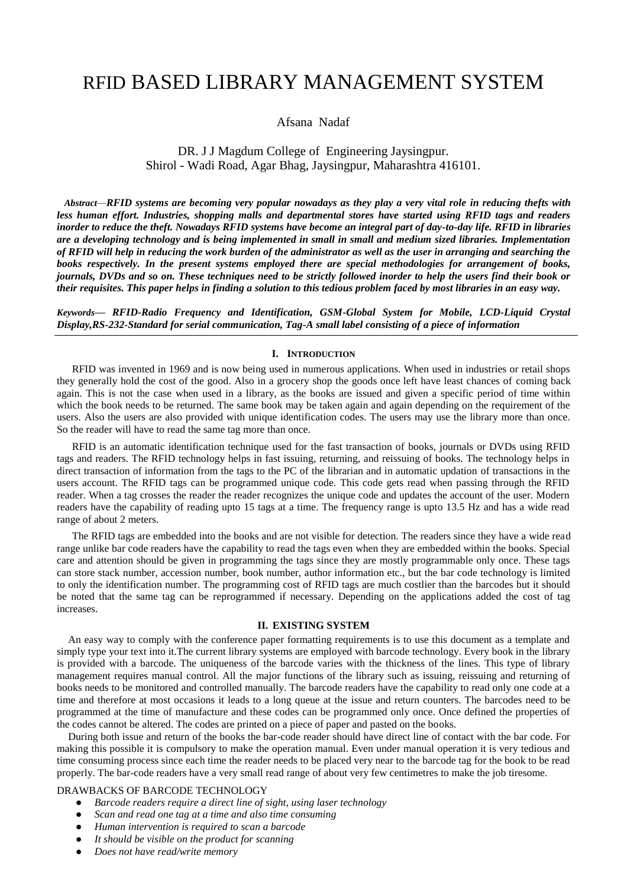# RFID BASED LIBRARY MANAGEMENT SYSTEM

Afsana Nadaf

DR. J J Magdum College of Engineering Jaysingpur.
Shirol - Wadi Road, Agar Bhag, Jaysingpur, Maharashtra 416101.

*Abstract*—***RFID systems are becoming very popular nowadays as they play a very vital role in reducing thefts with less human effort. Industries, shopping malls and departmental stores have started using RFID tags and readers inorder to reduce the theft. Nowadays RFID systems have become an integral part of day-to-day life. RFID in libraries are a developing technology and is being implemented in small in small and medium sized libraries. Implementation of RFID will help in reducing the work burden of the administrator as well as the user in arranging and searching the books respectively. In the present systems employed there are special methodologies for arrangement of books, journals, DVDs and so on. These techniques need to be strictly followed inorder to help the users find their book or their requisites. This paper helps in finding a solution to this tedious problem faced by most libraries in an easy way.***

***Keywords— RFID-Radio Frequency and Identification, GSM-Global System for Mobile, LCD-Liquid Crystal Display,RS-232-Standard for serial communication, Tag-A small label consisting of a piece of information***

## I. Introduction

RFID was invented in 1969 and is now being used in numerous applications. When used in industries or retail shops they generally hold the cost of the good. Also in a grocery shop the goods once left have least chances of coming back again. This is not the case when used in a library, as the books are issued and given a specific period of time within which the book needs to be returned. The same book may be taken again and again depending on the requirement of the users. Also the users are also provided with unique identification codes. The users may use the library more than once. So the reader will have to read the same tag more than once.

RFID is an automatic identification technique used for the fast transaction of books, journals or DVDs using RFID tags and readers. The RFID technology helps in fast issuing, returning, and reissuing of books. The technology helps in direct transaction of information from the tags to the PC of the librarian and in automatic updation of transactions in the users account. The RFID tags can be programmed unique code. This code gets read when passing through the RFID reader. When a tag crosses the reader the reader recognizes the unique code and updates the account of the user. Modern readers have the capability of reading upto 15 tags at a time. The frequency range is upto 13.5 Hz and has a wide read range of about 2 meters.

The RFID tags are embedded into the books and are not visible for detection. The readers since they have a wide read range unlike bar code readers have the capability to read the tags even when they are embedded within the books. Special care and attention should be given in programming the tags since they are mostly programmable only once. These tags can store stack number, accession number, book number, author information etc., but the bar code technology is limited to only the identification number. The programming cost of RFID tags are much costlier than the barcodes but it should be noted that the same tag can be reprogrammed if necessary. Depending on the applications added the cost of tag increases.

## II. EXISTING SYSTEM

An easy way to comply with the conference paper formatting requirements is to use this document as a template and simply type your text into it.The current library systems are employed with barcode technology. Every book in the library is provided with a barcode. The uniqueness of the barcode varies with the thickness of the lines. This type of library management requires manual control. All the major functions of the library such as issuing, reissuing and returning of books needs to be monitored and controlled manually. The barcode readers have the capability to read only one code at a time and therefore at most occasions it leads to a long queue at the issue and return counters. The barcodes need to be programmed at the time of manufacture and these codes can be programmed only once. Once defined the properties of the codes cannot be altered. The codes are printed on a piece of paper and pasted on the books.

During both issue and return of the books the bar-code reader should have direct line of contact with the bar code. For making this possible it is compulsory to make the operation manual. Even under manual operation it is very tedious and time consuming process since each time the reader needs to be placed very near to the barcode tag for the book to be read properly. The bar-code readers have a very small read range of about very few centimetres to make the job tiresome.

DRAWBACKS OF BARCODE TECHNOLOGY

- *Barcode readers require a direct line of sight, using laser technology*
- *Scan and read one tag at a time and also time consuming*
- *Human intervention is required to scan a barcode*
- *It should be visible on the product for scanning*
- *Does not have read/write memory*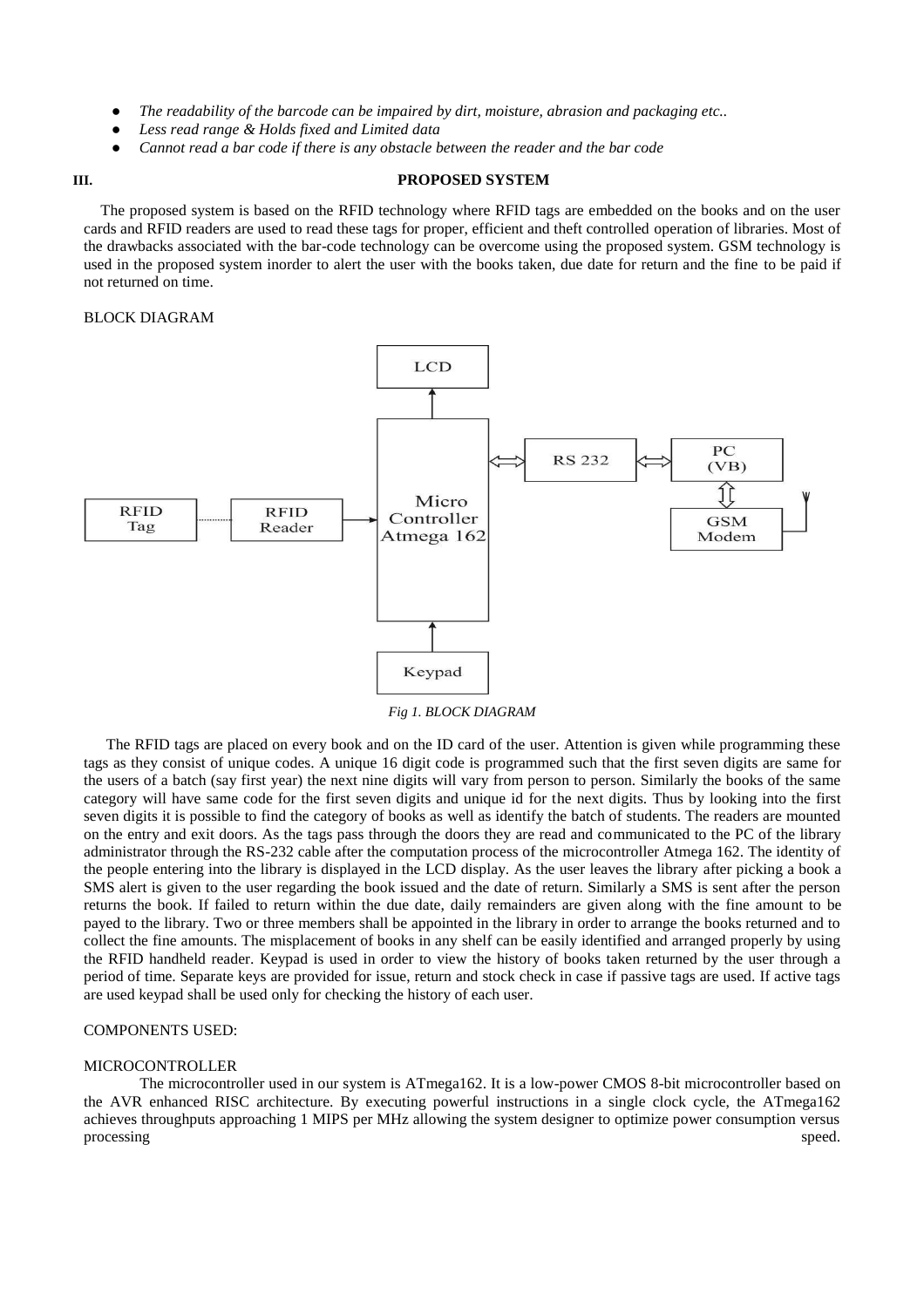- *The readability of the barcode can be impaired by dirt, moisture, abrasion and packaging etc..*
- *Less read range & Holds fixed and Limited data*
- *Cannot read a bar code if there is any obstacle between the reader and the bar code*

## III. PROPOSED SYSTEM

The proposed system is based on the RFID technology where RFID tags are embedded on the books and on the user cards and RFID readers are used to read these tags for proper, efficient and theft controlled operation of libraries. Most of the drawbacks associated with the bar-code technology can be overcome using the proposed system. GSM technology is used in the proposed system inorder to alert the user with the books taken, due date for return and the fine to be paid if not returned on time.

BLOCK DIAGRAM

*Fig 1. BLOCK DIAGRAM*

The RFID tags are placed on every book and on the ID card of the user. Attention is given while programming these tags as they consist of unique codes. A unique 16 digit code is programmed such that the first seven digits are same for the users of a batch (say first year) the next nine digits will vary from person to person. Similarly the books of the same category will have same code for the first seven digits and unique id for the next digits. Thus by looking into the first seven digits it is possible to find the category of books as well as identify the batch of students. The readers are mounted on the entry and exit doors. As the tags pass through the doors they are read and communicated to the PC of the library administrator through the RS-232 cable after the computation process of the microcontroller Atmega 162. The identity of the people entering into the library is displayed in the LCD display. As the user leaves the library after picking a book a SMS alert is given to the user regarding the book issued and the date of return. Similarly a SMS is sent after the person returns the book. If failed to return within the due date, daily remainders are given along with the fine amount to be payed to the library. Two or three members shall be appointed in the library in order to arrange the books returned and to collect the fine amounts. The misplacement of books in any shelf can be easily identified and arranged properly by using the RFID handheld reader. Keypad is used in order to view the history of books taken returned by the user through a period of time. Separate keys are provided for issue, return and stock check in case if passive tags are used. If active tags are used keypad shall be used only for checking the history of each user.

COMPONENTS USED:

MICROCONTROLLER

The microcontroller used in our system is ATmega162. It is a low-power CMOS 8-bit microcontroller based on the AVR enhanced RISC architecture. By executing powerful instructions in a single clock cycle, the ATmega162 achieves throughputs approaching 1 MIPS per MHz allowing the system designer to optimize power consumption versus processing speed.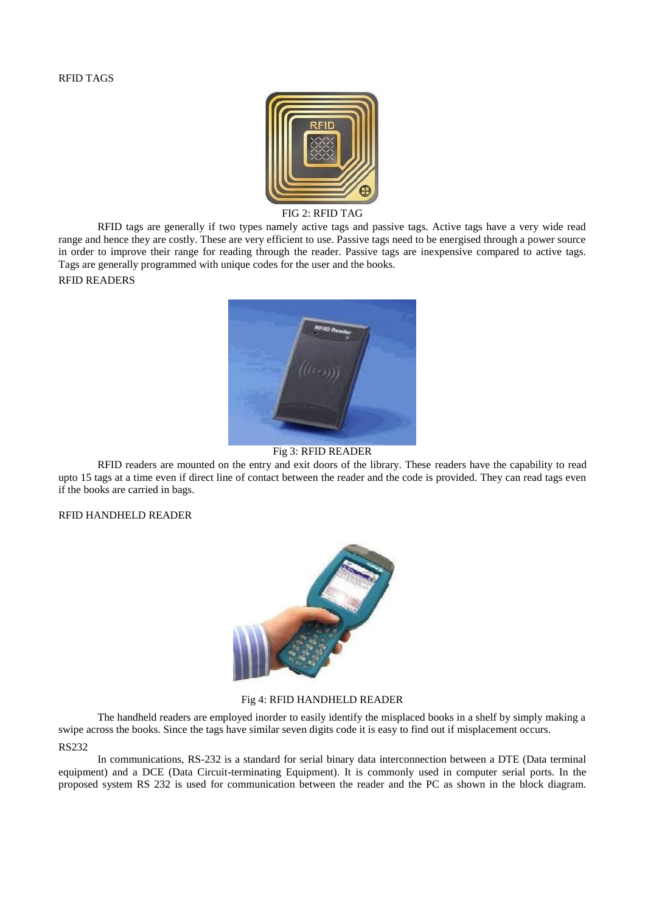RFID TAGS

FIG 2: RFID TAG

RFID tags are generally if two types namely active tags and passive tags. Active tags have a very wide read range and hence they are costly. These are very efficient to use. Passive tags need to be energised through a power source in order to improve their range for reading through the reader. Passive tags are inexpensive compared to active tags. Tags are generally programmed with unique codes for the user and the books.

RFID READERS

Fig 3: RFID READER

RFID readers are mounted on the entry and exit doors of the library. These readers have the capability to read upto 15 tags at a time even if direct line of contact between the reader and the code is provided. They can read tags even if the books are carried in bags.

RFID HANDHELD READER

Fig 4: RFID HANDHELD READER

The handheld readers are employed inorder to easily identify the misplaced books in a shelf by simply making a swipe across the books. Since the tags have similar seven digits code it is easy to find out if misplacement occurs.

RS232

In communications, RS-232 is a standard for serial binary data interconnection between a DTE (Data terminal equipment) and a DCE (Data Circuit-terminating Equipment). It is commonly used in computer serial ports. In the proposed system RS 232 is used for communication between the reader and the PC as shown in the block diagram.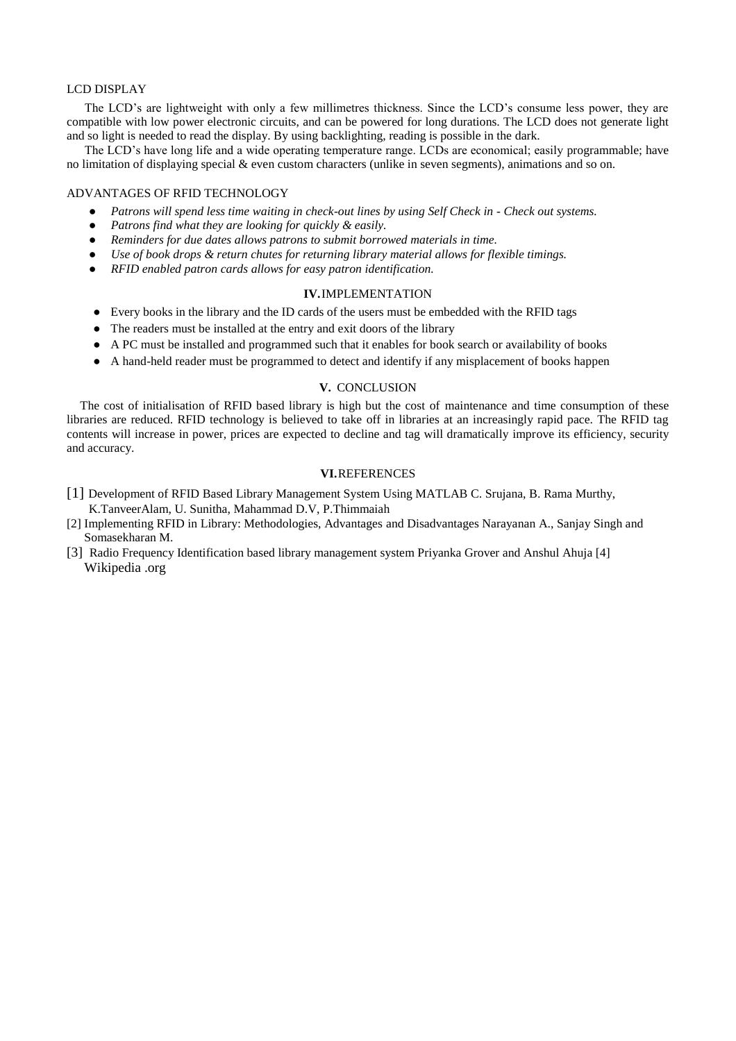### LCD DISPLAY

The LCD's are lightweight with only a few millimetres thickness. Since the LCD's consume less power, they are compatible with low power electronic circuits, and can be powered for long durations. The LCD does not generate light and so light is needed to read the display. By using backlighting, reading is possible in the dark.

The LCD's have long life and a wide operating temperature range. LCDs are economical; easily programmable; have no limitation of displaying special & even custom characters (unlike in seven segments), animations and so on.

### ADVANTAGES OF RFID TECHNOLOGY

- *Patrons will spend less time waiting in check-out lines by using Self Check in - Check out systems.*
- *Patrons find what they are looking for quickly & easily.*
- *Reminders for due dates allows patrons to submit borrowed materials in time.*
- *Use of book drops & return chutes for returning library material allows for flexible timings.*
- *RFID enabled patron cards allows for easy patron identification.*

## **IV.** IMPLEMENTATION

- Every books in the library and the ID cards of the users must be embedded with the RFID tags
- The readers must be installed at the entry and exit doors of the library
- A PC must be installed and programmed such that it enables for book search or availability of books
- A hand-held reader must be programmed to detect and identify if any misplacement of books happen

## **V.** CONCLUSION

The cost of initialisation of RFID based library is high but the cost of maintenance and time consumption of these libraries are reduced. RFID technology is believed to take off in libraries at an increasingly rapid pace. The RFID tag contents will increase in power, prices are expected to decline and tag will dramatically improve its efficiency, security and accuracy.

## **VI.** REFERENCES

[1] Development of RFID Based Library Management System Using MATLAB C. Srujana, B. Rama Murthy, K.TanveerAlam, U. Sunitha, Mahammad D.V, P.Thimmaiah

[2] Implementing RFID in Library: Methodologies, Advantages and Disadvantages Narayanan A., Sanjay Singh and Somasekharan M.

[3] Radio Frequency Identification based library management system Priyanka Grover and Anshul Ahuja [4] Wikipedia .org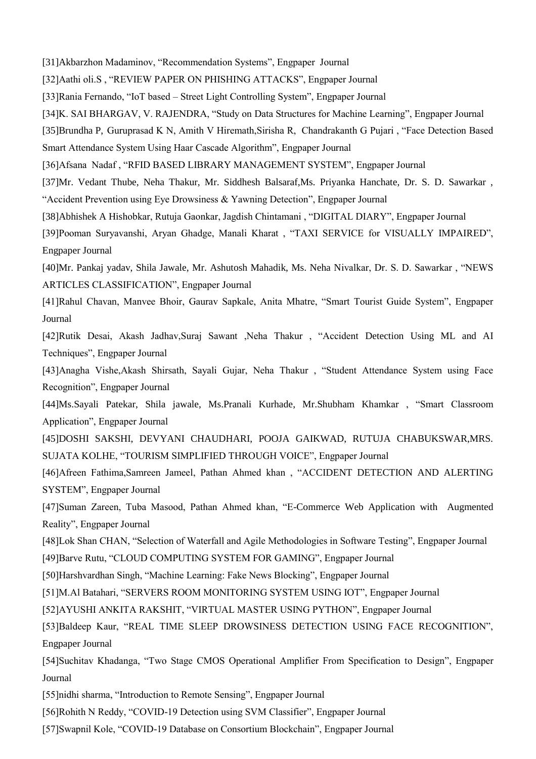[31]Akbarzhon Madaminov, “Recommendation Systems”, Engpaper Journal

[32]Aathi oli.S , “REVIEW PAPER ON PHISHING ATTACKS”, Engpaper Journal

[33]Rania Fernando, “IoT based – Street Light Controlling System”, Engpaper Journal

[34]K. SAI BHARGAV, V. RAJENDRA, “Study on Data Structures for Machine Learning”, Engpaper Journal

[35]Brundha P, Guruprasad K N, Amith V Hiremath,Sirisha R, Chandrakanth G Pujari , “Face Detection Based Smart Attendance System Using Haar Cascade Algorithm”, Engpaper Journal

[36]Afsana Nadaf , “RFID BASED LIBRARY MANAGEMENT SYSTEM”, Engpaper Journal

[37]Mr. Vedant Thube, Neha Thakur, Mr. Siddhesh Balsaraf,Ms. Priyanka Hanchate, Dr. S. D. Sawarkar , “Accident Prevention using Eye Drowsiness & Yawning Detection”, Engpaper Journal

[38]Abhishek A Hishobkar, Rutuja Gaonkar, Jagdish Chintamani , “DIGITAL DIARY”, Engpaper Journal

[39]Pooman Suryavanshi, Aryan Ghadge, Manali Kharat , “TAXI SERVICE for VISUALLY IMPAIRED”, Engpaper Journal

[40]Mr. Pankaj yadav, Shila Jawale, Mr. Ashutosh Mahadik, Ms. Neha Nivalkar, Dr. S. D. Sawarkar , “NEWS ARTICLES CLASSIFICATION”, Engpaper Journal

[41]Rahul Chavan, Manvee Bhoir, Gaurav Sapkale, Anita Mhatre, “Smart Tourist Guide System”, Engpaper Journal

[42]Rutik Desai, Akash Jadhav,Suraj Sawant ,Neha Thakur , “Accident Detection Using ML and AI Techniques”, Engpaper Journal

[43]Anagha Vishe,Akash Shirsath, Sayali Gujar, Neha Thakur , “Student Attendance System using Face Recognition”, Engpaper Journal

[44]Ms.Sayali Patekar, Shila jawale, Ms.Pranali Kurhade, Mr.Shubham Khamkar , “Smart Classroom Application”, Engpaper Journal

[45]DOSHI SAKSHI, DEVYANI CHAUDHARI, POOJA GAIKWAD, RUTUJA CHABUKSWAR,MRS. SUJATA KOLHE, “TOURISM SIMPLIFIED THROUGH VOICE”, Engpaper Journal

[46]Afreen Fathima,Samreen Jameel, Pathan Ahmed khan , “ACCIDENT DETECTION AND ALERTING SYSTEM”, Engpaper Journal

[47]Suman Zareen, Tuba Masood, Pathan Ahmed khan, “E-Commerce Web Application with Augmented Reality”, Engpaper Journal

[48]Lok Shan CHAN, “Selection of Waterfall and Agile Methodologies in Software Testing”, Engpaper Journal

[49]Barve Rutu, “CLOUD COMPUTING SYSTEM FOR GAMING”, Engpaper Journal

[50]Harshvardhan Singh, “Machine Learning: Fake News Blocking”, Engpaper Journal

[51]M.Al Batahari, “SERVERS ROOM MONITORING SYSTEM USING IOT”, Engpaper Journal

[52]AYUSHI ANKITA RAKSHIT, “VIRTUAL MASTER USING PYTHON”, Engpaper Journal

[53]Baldeep Kaur, “REAL TIME SLEEP DROWSINESS DETECTION USING FACE RECOGNITION”, Engpaper Journal

[54]Suchitav Khadanga, “Two Stage CMOS Operational Amplifier From Specification to Design”, Engpaper Journal

[55]nidhi sharma, “Introduction to Remote Sensing”, Engpaper Journal

[56]Rohith N Reddy, “COVID-19 Detection using SVM Classifier”, Engpaper Journal

[57]Swapnil Kole, “COVID-19 Database on Consortium Blockchain”, Engpaper Journal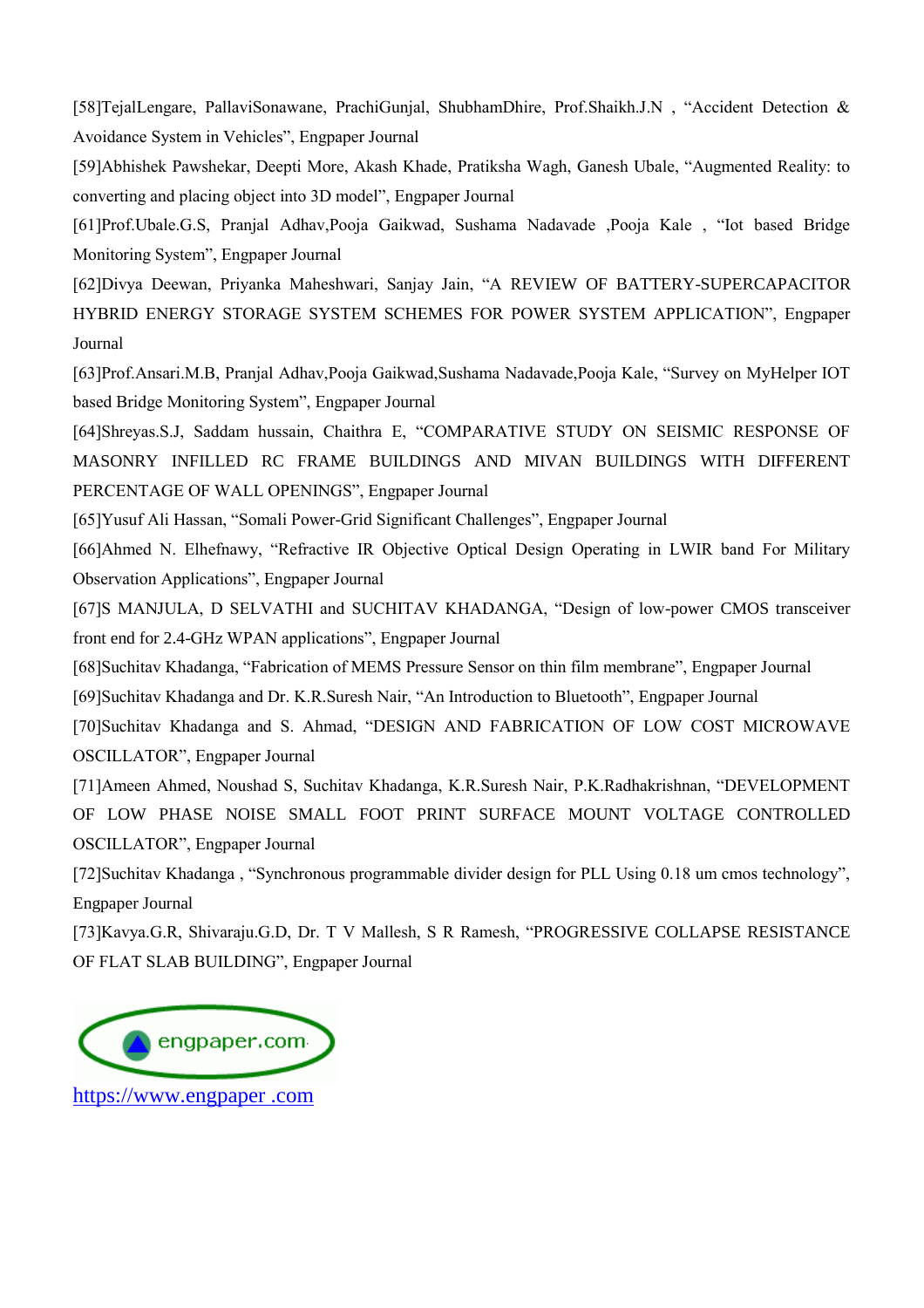[58]TejalLengare, PallaviSonawane, PrachiGunjal, ShubhamDhire, Prof.Shaikh.J.N , “Accident Detection & Avoidance System in Vehicles”, Engpaper Journal

[59]Abhishek Pawshekar, Deepti More, Akash Khade, Pratiksha Wagh, Ganesh Ubale, “Augmented Reality: to converting and placing object into 3D model”, Engpaper Journal

[61]Prof.Ubale.G.S, Pranjal Adhav,Pooja Gaikwad, Sushama Nadavade ,Pooja Kale , “Iot based Bridge Monitoring System”, Engpaper Journal

[62]Divya Deewan, Priyanka Maheshwari, Sanjay Jain, “A REVIEW OF BATTERY-SUPERCAPACITOR HYBRID ENERGY STORAGE SYSTEM SCHEMES FOR POWER SYSTEM APPLICATION”, Engpaper Journal

[63]Prof.Ansari.M.B, Pranjal Adhav,Pooja Gaikwad,Sushama Nadavade,Pooja Kale, “Survey on MyHelper IOT based Bridge Monitoring System”, Engpaper Journal

[64]Shreyas.S.J, Saddam hussain, Chaithra E, “COMPARATIVE STUDY ON SEISMIC RESPONSE OF MASONRY INFILLED RC FRAME BUILDINGS AND MIVAN BUILDINGS WITH DIFFERENT PERCENTAGE OF WALL OPENINGS”, Engpaper Journal

[65]Yusuf Ali Hassan, “Somali Power-Grid Significant Challenges”, Engpaper Journal

[66]Ahmed N. Elhefnawy, “Refractive IR Objective Optical Design Operating in LWIR band For Military Observation Applications”, Engpaper Journal

[67]S MANJULA, D SELVATHI and SUCHITAV KHADANGA, “Design of low-power CMOS transceiver front end for 2.4-GHz WPAN applications”, Engpaper Journal

[68]Suchitav Khadanga, “Fabrication of MEMS Pressure Sensor on thin film membrane”, Engpaper Journal

[69]Suchitav Khadanga and Dr. K.R.Suresh Nair, “An Introduction to Bluetooth”, Engpaper Journal

[70]Suchitav Khadanga and S. Ahmad, “DESIGN AND FABRICATION OF LOW COST MICROWAVE OSCILLATOR”, Engpaper Journal

[71]Ameen Ahmed, Noushad S, Suchitav Khadanga, K.R.Suresh Nair, P.K.Radhakrishnan, “DEVELOPMENT OF LOW PHASE NOISE SMALL FOOT PRINT SURFACE MOUNT VOLTAGE CONTROLLED OSCILLATOR”, Engpaper Journal

[72]Suchitav Khadanga , “Synchronous programmable divider design for PLL Using 0.18 um cmos technology”, Engpaper Journal

[73]Kavya.G.R, Shivaraju.G.D, Dr. T V Mallesh, S R Ramesh, “PROGRESSIVE COLLAPSE RESISTANCE OF FLAT SLAB BUILDING”, Engpaper Journal

engpaper.com

https://www.engpaper .com